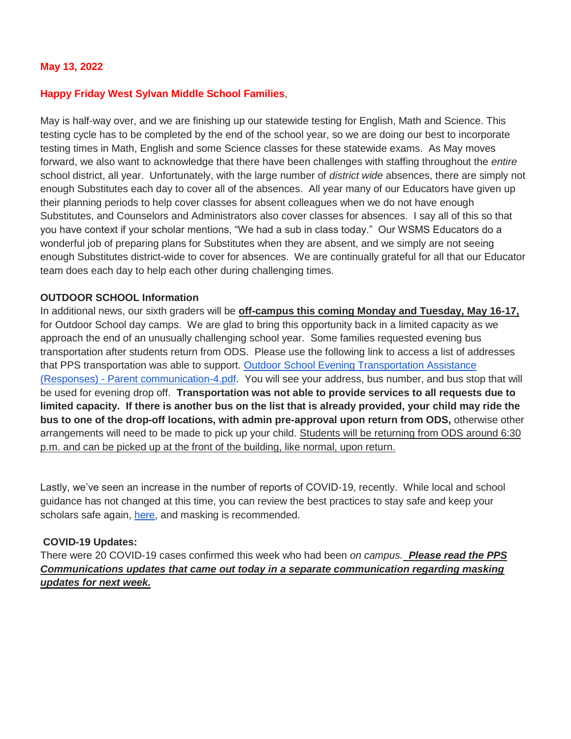**May 13, 2022**

**Happy Friday West Sylvan Middle School Families**,

May is half-way over, and we are finishing up our statewide testing for English, Math and Science. This testing cycle has to be completed by the end of the school year, so we are doing our best to incorporate testing times in Math, English and some Science classes for these statewide exams. As May moves forward, we also want to acknowledge that there have been challenges with staffing throughout the *entire* school district, all year. Unfortunately, with the large number of *district wide* absences, there are simply not enough Substitutes each day to cover all of the absences. All year many of our Educators have given up their planning periods to help cover classes for absent colleagues when we do not have enough Substitutes, and Counselors and Administrators also cover classes for absences. I say all of this so that you have context if your scholar mentions, "We had a sub in class today." Our WSMS Educators do a wonderful job of preparing plans for Substitutes when they are absent, and we simply are not seeing enough Substitutes district-wide to cover for absences. We are continually grateful for all that our Educator team does each day to help each other during challenging times.

**OUTDOOR SCHOOL Information**

In additional news, our sixth graders will be **off-campus this coming Monday and Tuesday, May 16-17,** for Outdoor School day camps. We are glad to bring this opportunity back in a limited capacity as we approach the end of an unusually challenging school year. Some families requested evening bus transportation after students return from ODS. Please use the following link to access a list of addresses that PPS transportation was able to support. [Outdoor School Evening Transportation Assistance (Responses) - Parent communication-4.pdf](). You will see your address, bus number, and bus stop that will be used for evening drop off. **Transportation was not able to provide services to all requests due to limited capacity. If there is another bus on the list that is already provided, your child may ride the bus to one of the drop-off locations, with admin pre-approval upon return from ODS,** otherwise other arrangements will need to be made to pick up your child. Students will be returning from ODS around 6:30 p.m. and can be picked up at the front of the building, like normal, upon return.

Lastly, we've seen an increase in the number of reports of COVID-19, recently. While local and school guidance has not changed at this time, you can review the best practices to stay safe and keep your scholars safe again, [here](), and masking is recommended.

**COVID-19 Updates:**

There were 20 COVID-19 cases confirmed this week who had been *on campus.* ***Please read the PPS Communications updates that came out today in a separate communication regarding masking updates for next week.***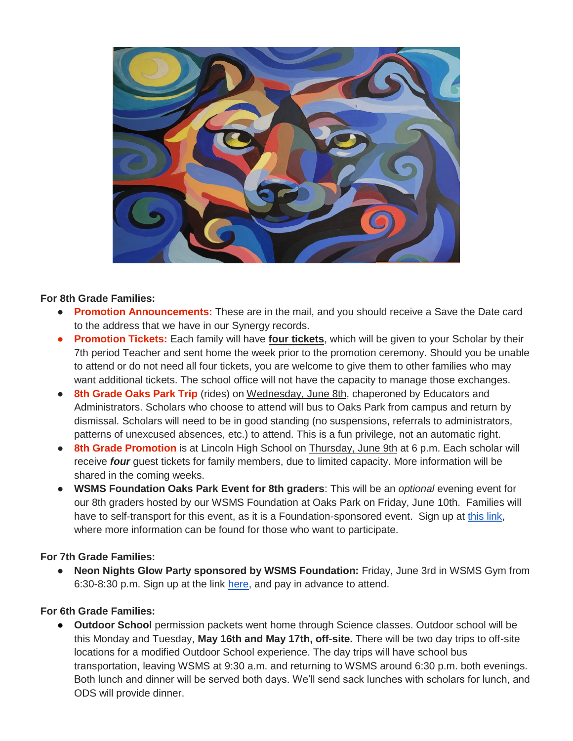**For 8th Grade Families:**

- **Promotion Announcements:** These are in the mail, and you should receive a Save the Date card to the address that we have in our Synergy records.
- **Promotion Tickets:** Each family will have **four tickets**, which will be given to your Scholar by their 7th period Teacher and sent home the week prior to the promotion ceremony. Should you be unable to attend or do not need all four tickets, you are welcome to give them to other families who may want additional tickets. The school office will not have the capacity to manage those exchanges.
- **8th Grade Oaks Park Trip** (rides) on Wednesday, June 8th, chaperoned by Educators and Administrators. Scholars who choose to attend will bus to Oaks Park from campus and return by dismissal. Scholars will need to be in good standing (no suspensions, referrals to administrators, patterns of unexcused absences, etc.) to attend. This is a fun privilege, not an automatic right.
- **8th Grade Promotion** is at Lincoln High School on Thursday, June 9th at 6 p.m. Each scholar will receive ***four*** guest tickets for family members, due to limited capacity. More information will be shared in the coming weeks.
- **WSMS Foundation Oaks Park Event for 8th graders**: This will be an *optional* evening event for our 8th graders hosted by our WSMS Foundation at Oaks Park on Friday, June 10th. Families will have to self-transport for this event, as it is a Foundation-sponsored event. Sign up at this link, where more information can be found for those who want to participate.

**For 7th Grade Families:**

- **Neon Nights Glow Party sponsored by WSMS Foundation:** Friday, June 3rd in WSMS Gym from 6:30-8:30 p.m. Sign up at the link here, and pay in advance to attend.

**For 6th Grade Families:**

- **Outdoor School** permission packets went home through Science classes. Outdoor school will be this Monday and Tuesday, **May 16th and May 17th, off-site.** There will be two day trips to off-site locations for a modified Outdoor School experience. The day trips will have school bus transportation, leaving WSMS at 9:30 a.m. and returning to WSMS around 6:30 p.m. both evenings. Both lunch and dinner will be served both days. We'll send sack lunches with scholars for lunch, and ODS will provide dinner.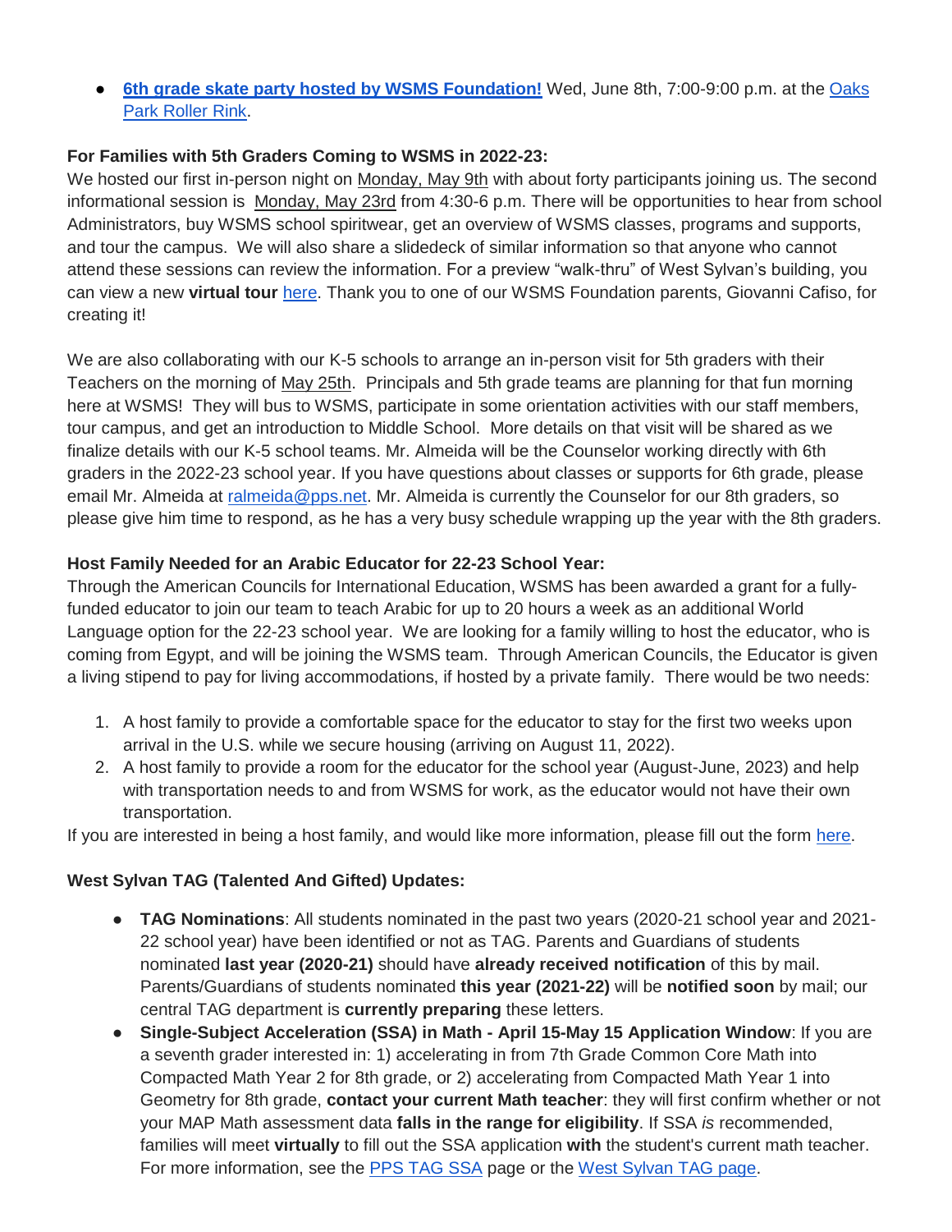- **6th grade skate party hosted by WSMS Foundation!** Wed, June 8th, 7:00-9:00 p.m. at the Oaks Park Roller Rink.

**For Families with 5th Graders Coming to WSMS in 2022-23:**
We hosted our first in-person night on Monday, May 9th with about forty participants joining us. The second informational session is Monday, May 23rd from 4:30-6 p.m. There will be opportunities to hear from school Administrators, buy WSMS school spiritwear, get an overview of WSMS classes, programs and supports, and tour the campus. We will also share a slidedeck of similar information so that anyone who cannot attend these sessions can review the information. For a preview "walk-thru" of West Sylvan's building, you can view a new **virtual tour** here. Thank you to one of our WSMS Foundation parents, Giovanni Cafiso, for creating it!

We are also collaborating with our K-5 schools to arrange an in-person visit for 5th graders with their Teachers on the morning of May 25th. Principals and 5th grade teams are planning for that fun morning here at WSMS! They will bus to WSMS, participate in some orientation activities with our staff members, tour campus, and get an introduction to Middle School. More details on that visit will be shared as we finalize details with our K-5 school teams. Mr. Almeida will be the Counselor working directly with 6th graders in the 2022-23 school year. If you have questions about classes or supports for 6th grade, please email Mr. Almeida at ralmeida@pps.net. Mr. Almeida is currently the Counselor for our 8th graders, so please give him time to respond, as he has a very busy schedule wrapping up the year with the 8th graders.

**Host Family Needed for an Arabic Educator for 22-23 School Year:**
Through the American Councils for International Education, WSMS has been awarded a grant for a fully-funded educator to join our team to teach Arabic for up to 20 hours a week as an additional World Language option for the 22-23 school year. We are looking for a family willing to host the educator, who is coming from Egypt, and will be joining the WSMS team. Through American Councils, the Educator is given a living stipend to pay for living accommodations, if hosted by a private family. There would be two needs:

1. A host family to provide a comfortable space for the educator to stay for the first two weeks upon arrival in the U.S. while we secure housing (arriving on August 11, 2022).
2. A host family to provide a room for the educator for the school year (August-June, 2023) and help with transportation needs to and from WSMS for work, as the educator would not have their own transportation.

If you are interested in being a host family, and would like more information, please fill out the form here.

**West Sylvan TAG (Talented And Gifted) Updates:**

- **TAG Nominations**: All students nominated in the past two years (2020-21 school year and 2021-22 school year) have been identified or not as TAG. Parents and Guardians of students nominated **last year (2020-21)** should have **already received notification** of this by mail. Parents/Guardians of students nominated **this year (2021-22)** will be **notified soon** by mail; our central TAG department is **currently preparing** these letters.
- **Single-Subject Acceleration (SSA) in Math - April 15-May 15 Application Window**: If you are a seventh grader interested in: 1) accelerating in from 7th Grade Common Core Math into Compacted Math Year 2 for 8th grade, or 2) accelerating from Compacted Math Year 1 into Geometry for 8th grade, **contact your current Math teacher**: they will first confirm whether or not your MAP Math assessment data **falls in the range for eligibility**. If SSA *is* recommended, families will meet **virtually** to fill out the SSA application **with** the student's current math teacher. For more information, see the PPS TAG SSA page or the West Sylvan TAG page.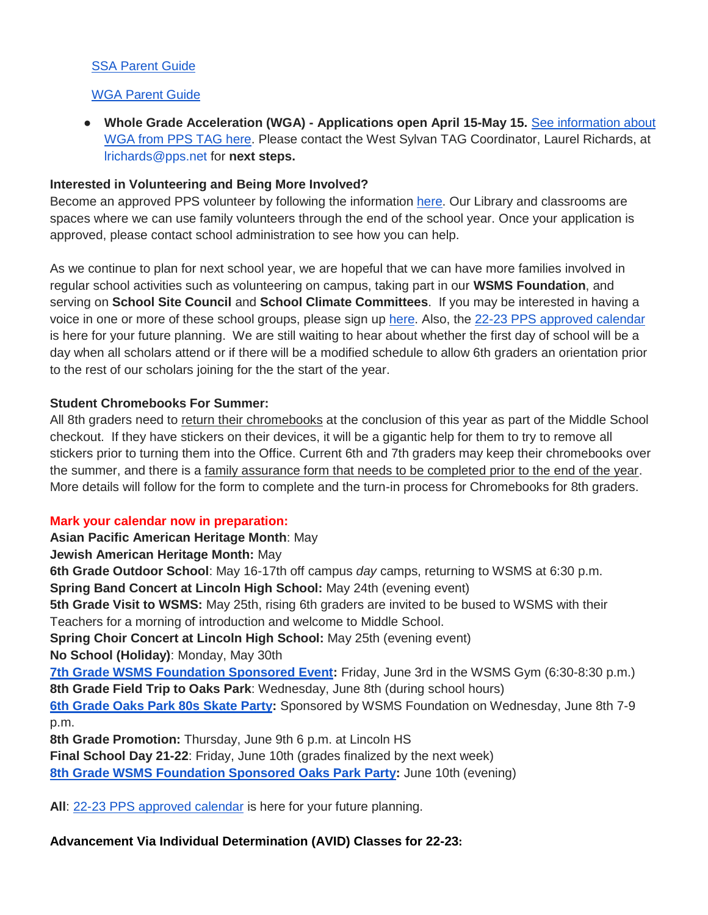[SSA Parent Guide]

[WGA Parent Guide]

- **Whole Grade Acceleration (WGA) - Applications open April 15-May 15.** [See information about WGA from PPS TAG here]. Please contact the West Sylvan TAG Coordinator, Laurel Richards, at lrichards@pps.net for **next steps.**

**Interested in Volunteering and Being More Involved?**
Become an approved PPS volunteer by following the information [here]. Our Library and classrooms are spaces where we can use family volunteers through the end of the school year. Once your application is approved, please contact school administration to see how you can help.

As we continue to plan for next school year, we are hopeful that we can have more families involved in regular school activities such as volunteering on campus, taking part in our **WSMS Foundation**, and serving on **School Site Council** and **School Climate Committees**. If you may be interested in having a voice in one or more of these school groups, please sign up [here]. Also, the [22-23 PPS approved calendar] is here for your future planning. We are still waiting to hear about whether the first day of school will be a day when all scholars attend or if there will be a modified schedule to allow 6th graders an orientation prior to the rest of our scholars joining for the the start of the year.

**Student Chromebooks For Summer:**
All 8th graders need to return their chromebooks at the conclusion of this year as part of the Middle School checkout. If they have stickers on their devices, it will be a gigantic help for them to try to remove all stickers prior to turning them into the Office. Current 6th and 7th graders may keep their chromebooks over the summer, and there is a family assurance form that needs to be completed prior to the end of the year. More details will follow for the form to complete and the turn-in process for Chromebooks for 8th graders.

**Mark your calendar now in preparation:**
**Asian Pacific American Heritage Month**: May
**Jewish American Heritage Month:** May
**6th Grade Outdoor School**: May 16-17th off campus *day* camps, returning to WSMS at 6:30 p.m.
**Spring Band Concert at Lincoln High School:** May 24th (evening event)
**5th Grade Visit to WSMS:** May 25th, rising 6th graders are invited to be bused to WSMS with their Teachers for a morning of introduction and welcome to Middle School.
**Spring Choir Concert at Lincoln High School:** May 25th (evening event)
**No School (Holiday)**: Monday, May 30th
**[7th Grade WSMS Foundation Sponsored Event]:** Friday, June 3rd in the WSMS Gym (6:30-8:30 p.m.)
**8th Grade Field Trip to Oaks Park**: Wednesday, June 8th (during school hours)
**[6th Grade Oaks Park 80s Skate Party]:** Sponsored by WSMS Foundation on Wednesday, June 8th 7-9 p.m.
**8th Grade Promotion:** Thursday, June 9th 6 p.m. at Lincoln HS
**Final School Day 21-22**: Friday, June 10th (grades finalized by the next week)
**[8th Grade WSMS Foundation Sponsored Oaks Park Party]:** June 10th (evening)

**All**: [22-23 PPS approved calendar] is here for your future planning.

**Advancement Via Individual Determination (AVID) Classes for 22-23:**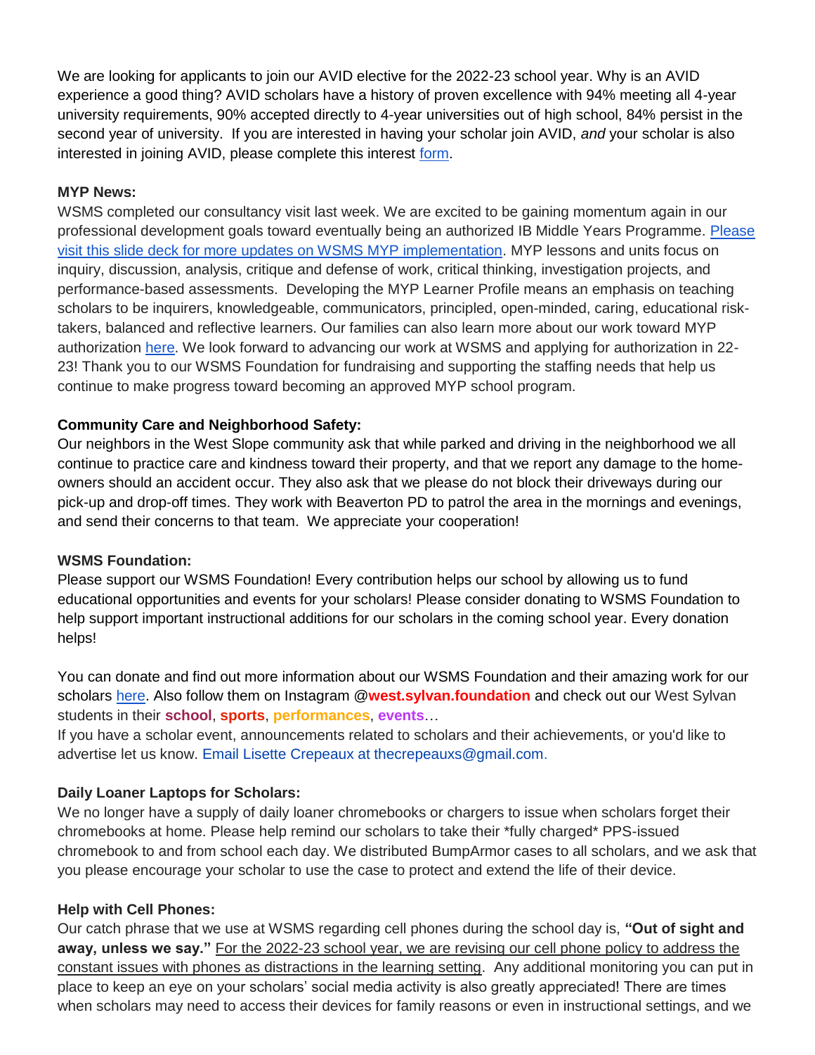We are looking for applicants to join our AVID elective for the 2022-23 school year. Why is an AVID experience a good thing? AVID scholars have a history of proven excellence with 94% meeting all 4-year university requirements, 90% accepted directly to 4-year universities out of high school, 84% persist in the second year of university. If you are interested in having your scholar join AVID, *and* your scholar is also interested in joining AVID, please complete this interest form.

**MYP News:**
WSMS completed our consultancy visit last week. We are excited to be gaining momentum again in our professional development goals toward eventually being an authorized IB Middle Years Programme. Please visit this slide deck for more updates on WSMS MYP implementation. MYP lessons and units focus on inquiry, discussion, analysis, critique and defense of work, critical thinking, investigation projects, and performance-based assessments. Developing the MYP Learner Profile means an emphasis on teaching scholars to be inquirers, knowledgeable, communicators, principled, open-minded, caring, educational risk-takers, balanced and reflective learners. Our families can also learn more about our work toward MYP authorization here. We look forward to advancing our work at WSMS and applying for authorization in 22-23! Thank you to our WSMS Foundation for fundraising and supporting the staffing needs that help us continue to make progress toward becoming an approved MYP school program.

**Community Care and Neighborhood Safety:**
Our neighbors in the West Slope community ask that while parked and driving in the neighborhood we all continue to practice care and kindness toward their property, and that we report any damage to the home-owners should an accident occur. They also ask that we please do not block their driveways during our pick-up and drop-off times. They work with Beaverton PD to patrol the area in the mornings and evenings, and send their concerns to that team. We appreciate your cooperation!

**WSMS Foundation:**
Please support our WSMS Foundation! Every contribution helps our school by allowing us to fund educational opportunities and events for your scholars! Please consider donating to WSMS Foundation to help support important instructional additions for our scholars in the coming school year. Every donation helps!

You can donate and find out more information about our WSMS Foundation and their amazing work for our scholars here. Also follow them on Instagram @**west.sylvan.foundation** and check out our West Sylvan students in their **school**, **sports**, **performances**, **events**…
If you have a scholar event, announcements related to scholars and their achievements, or you'd like to advertise let us know. Email Lisette Crepeaux at thecrepeauxs@gmail.com.

**Daily Loaner Laptops for Scholars:**
We no longer have a supply of daily loaner chromebooks or chargers to issue when scholars forget their chromebooks at home. Please help remind our scholars to take their *fully charged* PPS-issued chromebook to and from school each day. We distributed BumpArmor cases to all scholars, and we ask that you please encourage your scholar to use the case to protect and extend the life of their device.

**Help with Cell Phones:**
Our catch phrase that we use at WSMS regarding cell phones during the school day is, **"Out of sight and away, unless we say."** For the 2022-23 school year, we are revising our cell phone policy to address the constant issues with phones as distractions in the learning setting. Any additional monitoring you can put in place to keep an eye on your scholars' social media activity is also greatly appreciated! There are times when scholars may need to access their devices for family reasons or even in instructional settings, and we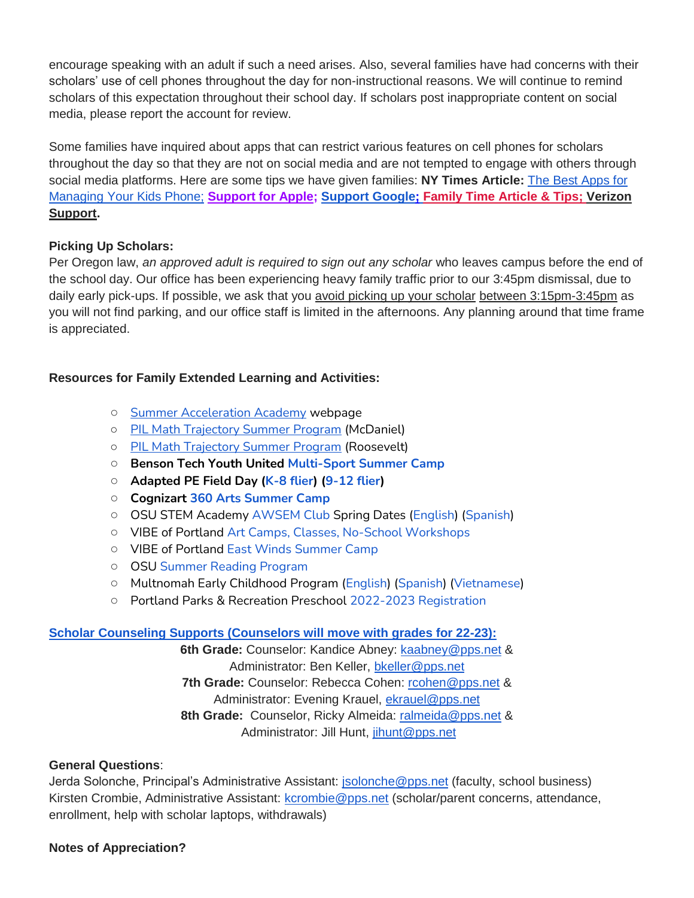encourage speaking with an adult if such a need arises. Also, several families have had concerns with their scholars' use of cell phones throughout the day for non-instructional reasons. We will continue to remind scholars of this expectation throughout their school day. If scholars post inappropriate content on social media, please report the account for review.

Some families have inquired about apps that can restrict various features on cell phones for scholars throughout the day so that they are not on social media and are not tempted to engage with others through social media platforms. Here are some tips we have given families: **NY Times Article:** The Best Apps for Managing Your Kids Phone; **Support for Apple; Support Google; Family Time Article & Tips; Verizon Support**.

**Picking Up Scholars:**
Per Oregon law, *an approved adult is required to sign out any scholar* who leaves campus before the end of the school day. Our office has been experiencing heavy family traffic prior to our 3:45pm dismissal, due to daily early pick-ups. If possible, we ask that you avoid picking up your scholar between 3:15pm-3:45pm as you will not find parking, and our office staff is limited in the afternoons. Any planning around that time frame is appreciated.

**Resources for Family Extended Learning and Activities:**

- Summer Acceleration Academy webpage
- PIL Math Trajectory Summer Program (McDaniel)
- PIL Math Trajectory Summer Program (Roosevelt)
- **Benson Tech Youth United Multi-Sport Summer Camp**
- **Adapted PE Field Day (K-8 flier) (9-12 flier)**
- **Cognizart 360 Arts Summer Camp**
- OSU STEM Academy AWSEM Club Spring Dates (English) (Spanish)
- VIBE of Portland Art Camps, Classes, No-School Workshops
- VIBE of Portland East Winds Summer Camp
- OSU Summer Reading Program
- Multnomah Early Childhood Program (English) (Spanish) (Vietnamese)
- Portland Parks & Recreation Preschool 2022-2023 Registration

**Scholar Counseling Supports (Counselors will move with grades for 22-23):**

**6th Grade:** Counselor: Kandice Abney: kaabney@pps.net & Administrator: Ben Keller, bkeller@pps.net

**7th Grade:** Counselor: Rebecca Cohen: rcohen@pps.net & Administrator: Evening Krauel, ekrauel@pps.net

**8th Grade:** Counselor, Ricky Almeida: ralmeida@pps.net & Administrator: Jill Hunt, jihunt@pps.net

**General Questions**:
Jerda Solonche, Principal's Administrative Assistant: jsolonche@pps.net (faculty, school business)
Kirsten Crombie, Administrative Assistant: kcrombie@pps.net (scholar/parent concerns, attendance, enrollment, help with scholar laptops, withdrawals)

**Notes of Appreciation?**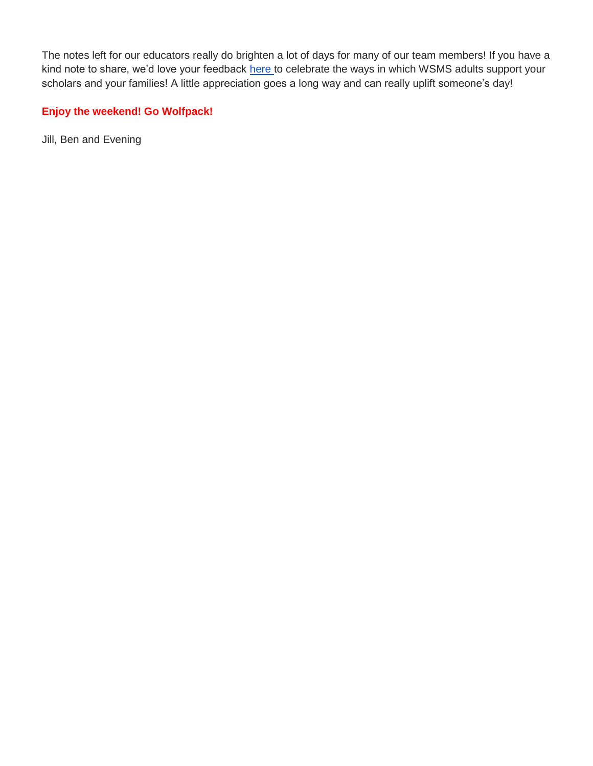The notes left for our educators really do brighten a lot of days for many of our team members! If you have a kind note to share, we'd love your feedback here to celebrate the ways in which WSMS adults support your scholars and your families! A little appreciation goes a long way and can really uplift someone's day!

**Enjoy the weekend! Go Wolfpack!**

Jill, Ben and Evening